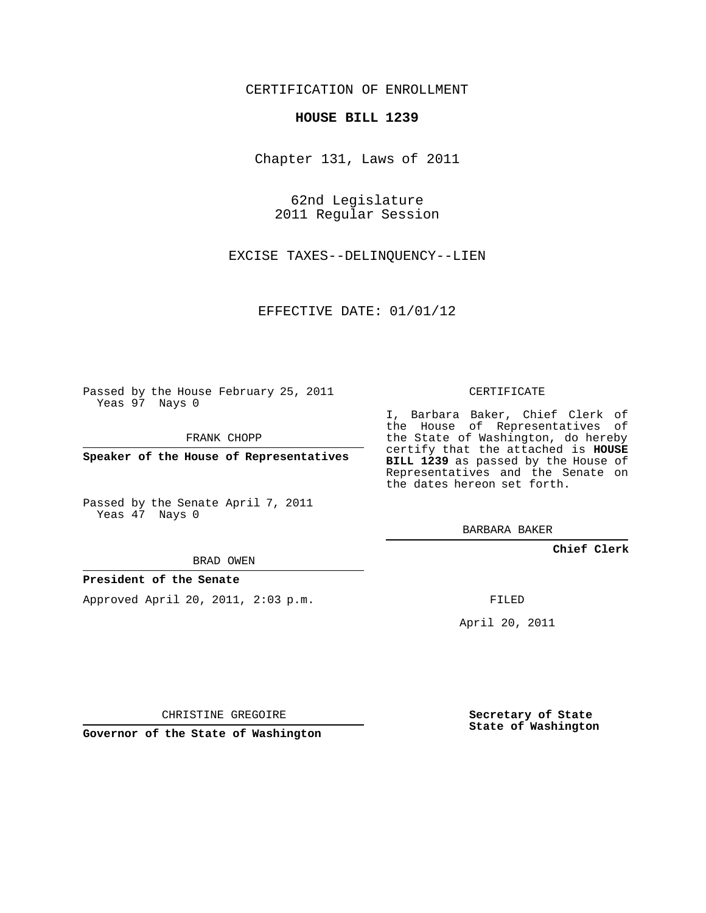CERTIFICATION OF ENROLLMENT

**HOUSE BILL 1239**

Chapter 131, Laws of 2011

62nd Legislature
2011 Regular Session

EXCISE TAXES--DELINQUENCY--LIEN

EFFECTIVE DATE: 01/01/12

Passed by the House February 25, 2011
Yeas 97 Nays 0

FRANK CHOPP

**Speaker of the House of Representatives**

Passed by the Senate April 7, 2011
Yeas 47 Nays 0

BRAD OWEN

**President of the Senate**

Approved April 20, 2011, 2:03 p.m.

CHRISTINE GREGOIRE

**Governor of the State of Washington**

CERTIFICATE

I, Barbara Baker, Chief Clerk of the House of Representatives of the State of Washington, do hereby certify that the attached is **HOUSE BILL 1239** as passed by the House of Representatives and the Senate on the dates hereon set forth.

BARBARA BAKER

**Chief Clerk**

FILED

April 20, 2011

**Secretary of State**
**State of Washington**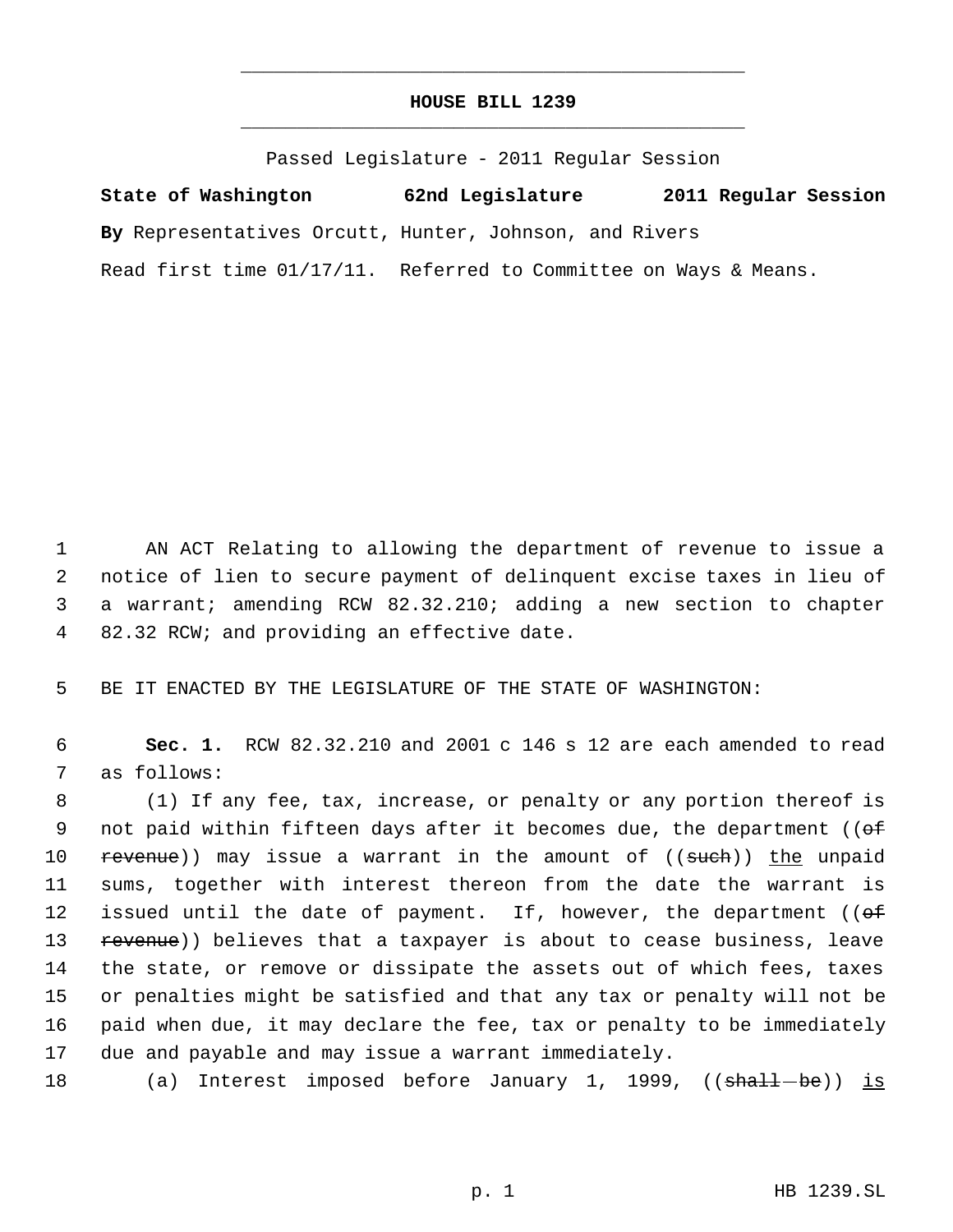# HOUSE BILL 1239

Passed Legislature - 2011 Regular Session

**State of Washington 62nd Legislature 2011 Regular Session**

**By** Representatives Orcutt, Hunter, Johnson, and Rivers

Read first time 01/17/11. Referred to Committee on Ways & Means.

AN ACT Relating to allowing the department of revenue to issue a notice of lien to secure payment of delinquent excise taxes in lieu of a warrant; amending RCW 82.32.210; adding a new section to chapter 82.32 RCW; and providing an effective date.

BE IT ENACTED BY THE LEGISLATURE OF THE STATE OF WASHINGTON:

**Sec. 1.** RCW 82.32.210 and 2001 c 146 s 12 are each amended to read as follows:

(1) If any fee, tax, increase, or penalty or any portion thereof is not paid within fifteen days after it becomes due, the department ((~~of revenue~~)) may issue a warrant in the amount of ((~~such~~)) <u>the</u> unpaid sums, together with interest thereon from the date the warrant is issued until the date of payment. If, however, the department ((~~of revenue~~)) believes that a taxpayer is about to cease business, leave the state, or remove or dissipate the assets out of which fees, taxes or penalties might be satisfied and that any tax or penalty will not be paid when due, it may declare the fee, tax or penalty to be immediately due and payable and may issue a warrant immediately.

(a) Interest imposed before January 1, 1999, ((~~shall be~~)) <u>is</u>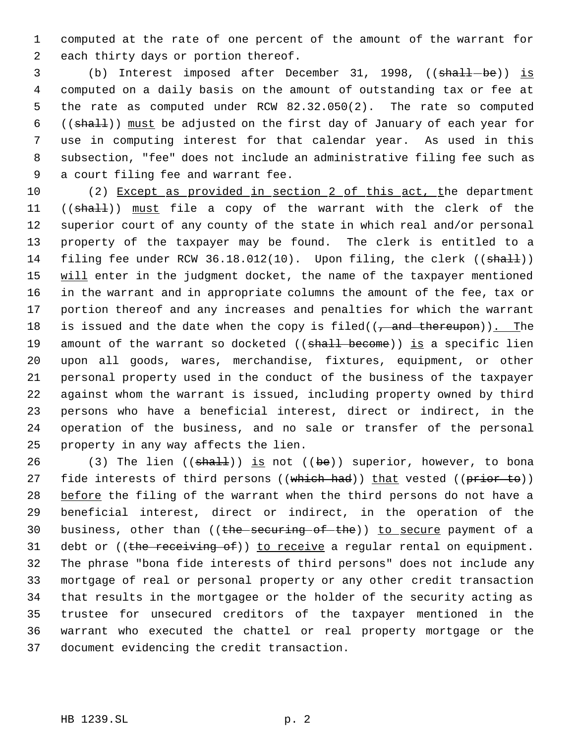computed at the rate of one percent of the amount of the warrant for each thirty days or portion thereof.

(b) Interest imposed after December 31, 1998, ((~~shall be~~)) is computed on a daily basis on the amount of outstanding tax or fee at the rate as computed under RCW 82.32.050(2). The rate so computed ((~~shall~~)) must be adjusted on the first day of January of each year for use in computing interest for that calendar year. As used in this subsection, "fee" does not include an administrative filing fee such as a court filing fee and warrant fee.

(2) Except as provided in section 2 of this act, the department ((~~shall~~)) must file a copy of the warrant with the clerk of the superior court of any county of the state in which real and/or personal property of the taxpayer may be found. The clerk is entitled to a filing fee under RCW 36.18.012(10). Upon filing, the clerk ((~~shall~~)) will enter in the judgment docket, the name of the taxpayer mentioned in the warrant and in appropriate columns the amount of the fee, tax or portion thereof and any increases and penalties for which the warrant is issued and the date when the copy is filed((~~, and thereupon~~)). The amount of the warrant so docketed ((~~shall become~~)) is a specific lien upon all goods, wares, merchandise, fixtures, equipment, or other personal property used in the conduct of the business of the taxpayer against whom the warrant is issued, including property owned by third persons who have a beneficial interest, direct or indirect, in the operation of the business, and no sale or transfer of the personal property in any way affects the lien.

(3) The lien ((~~shall~~)) is not ((~~be~~)) superior, however, to bona fide interests of third persons ((~~which had~~)) that vested ((~~prior to~~)) before the filing of the warrant when the third persons do not have a beneficial interest, direct or indirect, in the operation of the business, other than ((~~the securing of the~~)) to secure payment of a debt or ((~~the receiving of~~)) to receive a regular rental on equipment. The phrase "bona fide interests of third persons" does not include any mortgage of real or personal property or any other credit transaction that results in the mortgagee or the holder of the security acting as trustee for unsecured creditors of the taxpayer mentioned in the warrant who executed the chattel or real property mortgage or the document evidencing the credit transaction.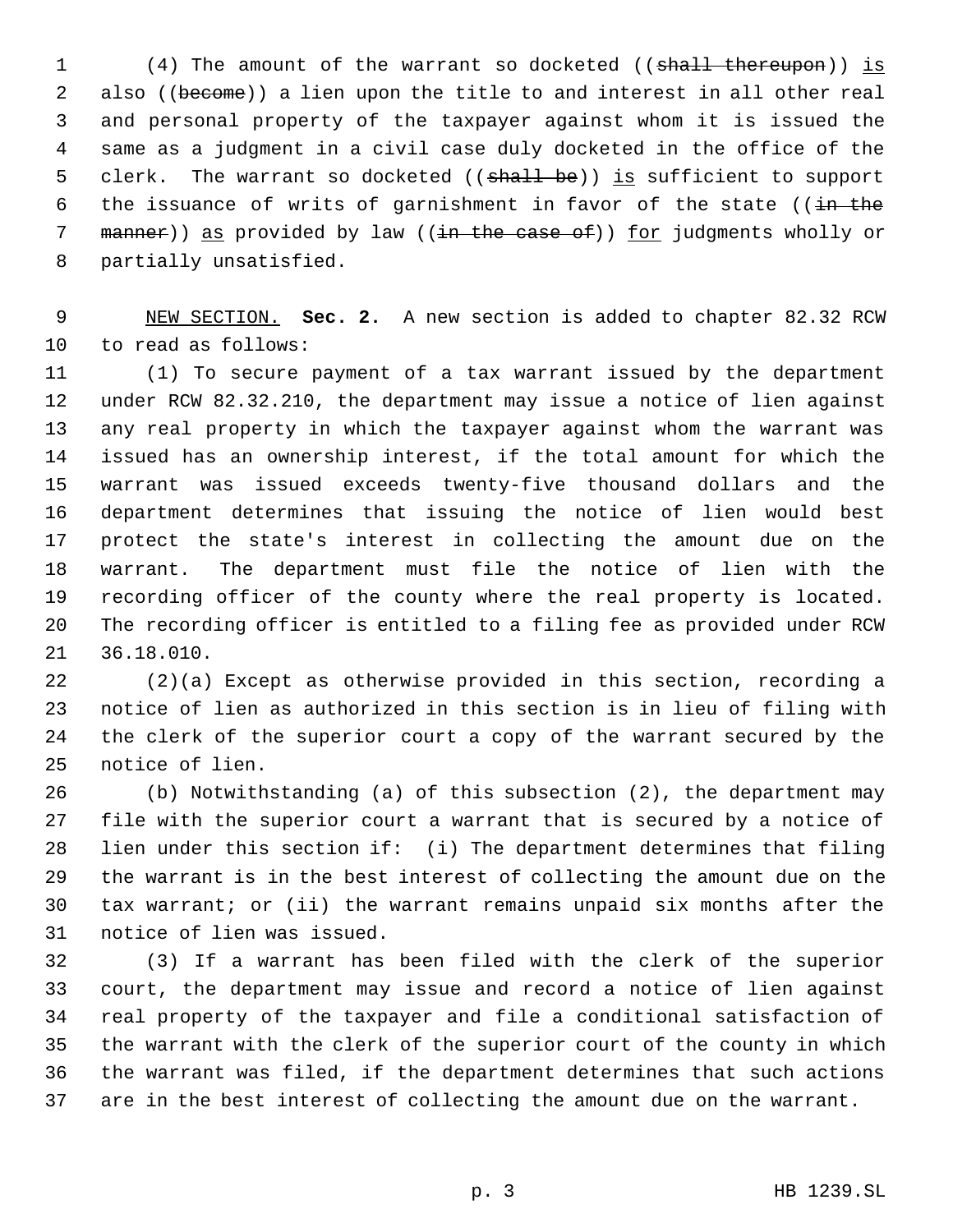(4) The amount of the warrant so docketed ((~~shall thereupon~~)) <u>is</u> also ((~~become~~)) a lien upon the title to and interest in all other real and personal property of the taxpayer against whom it is issued the same as a judgment in a civil case duly docketed in the office of the clerk. The warrant so docketed ((~~shall be~~)) <u>is</u> sufficient to support the issuance of writs of garnishment in favor of the state ((~~in the manner~~)) <u>as</u> provided by law ((~~in the case of~~)) <u>for</u> judgments wholly or partially unsatisfied.

<u>NEW SECTION.</u> **Sec. 2.** A new section is added to chapter 82.32 RCW to read as follows:

(1) To secure payment of a tax warrant issued by the department under RCW 82.32.210, the department may issue a notice of lien against any real property in which the taxpayer against whom the warrant was issued has an ownership interest, if the total amount for which the warrant was issued exceeds twenty-five thousand dollars and the department determines that issuing the notice of lien would best protect the state's interest in collecting the amount due on the warrant. The department must file the notice of lien with the recording officer of the county where the real property is located. The recording officer is entitled to a filing fee as provided under RCW 36.18.010.

(2)(a) Except as otherwise provided in this section, recording a notice of lien as authorized in this section is in lieu of filing with the clerk of the superior court a copy of the warrant secured by the notice of lien.

(b) Notwithstanding (a) of this subsection (2), the department may file with the superior court a warrant that is secured by a notice of lien under this section if: (i) The department determines that filing the warrant is in the best interest of collecting the amount due on the tax warrant; or (ii) the warrant remains unpaid six months after the notice of lien was issued.

(3) If a warrant has been filed with the clerk of the superior court, the department may issue and record a notice of lien against real property of the taxpayer and file a conditional satisfaction of the warrant with the clerk of the superior court of the county in which the warrant was filed, if the department determines that such actions are in the best interest of collecting the amount due on the warrant.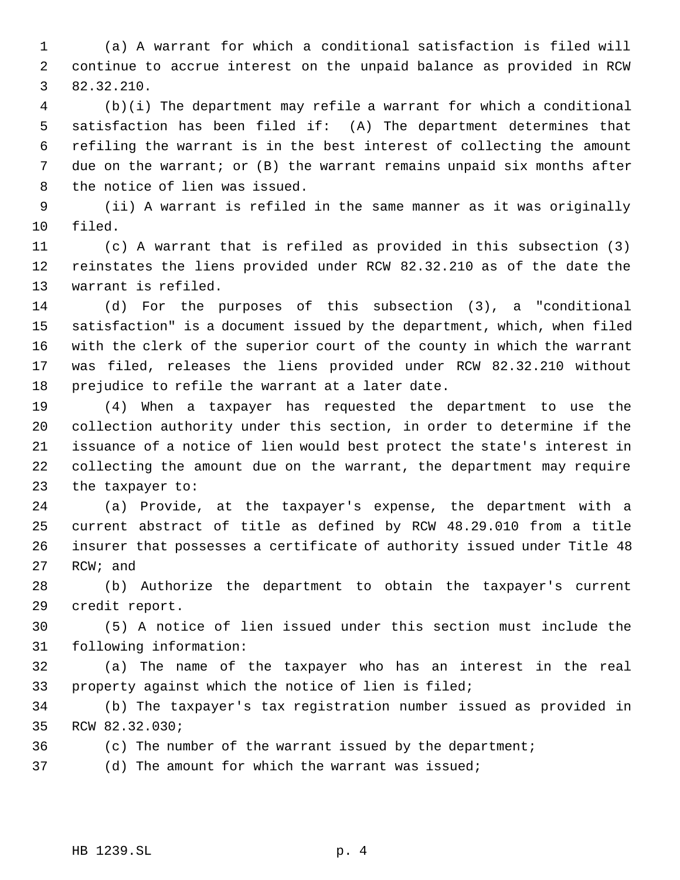(a) A warrant for which a conditional satisfaction is filed will continue to accrue interest on the unpaid balance as provided in RCW 82.32.210.

(b)(i) The department may refile a warrant for which a conditional satisfaction has been filed if: (A) The department determines that refiling the warrant is in the best interest of collecting the amount due on the warrant; or (B) the warrant remains unpaid six months after the notice of lien was issued.

(ii) A warrant is refiled in the same manner as it was originally filed.

(c) A warrant that is refiled as provided in this subsection (3) reinstates the liens provided under RCW 82.32.210 as of the date the warrant is refiled.

(d) For the purposes of this subsection (3), a "conditional satisfaction" is a document issued by the department, which, when filed with the clerk of the superior court of the county in which the warrant was filed, releases the liens provided under RCW 82.32.210 without prejudice to refile the warrant at a later date.

(4) When a taxpayer has requested the department to use the collection authority under this section, in order to determine if the issuance of a notice of lien would best protect the state's interest in collecting the amount due on the warrant, the department may require the taxpayer to:

(a) Provide, at the taxpayer's expense, the department with a current abstract of title as defined by RCW 48.29.010 from a title insurer that possesses a certificate of authority issued under Title 48 RCW; and

(b) Authorize the department to obtain the taxpayer's current credit report.

(5) A notice of lien issued under this section must include the following information:

(a) The name of the taxpayer who has an interest in the real property against which the notice of lien is filed;

(b) The taxpayer's tax registration number issued as provided in RCW 82.32.030;

(c) The number of the warrant issued by the department;

(d) The amount for which the warrant was issued;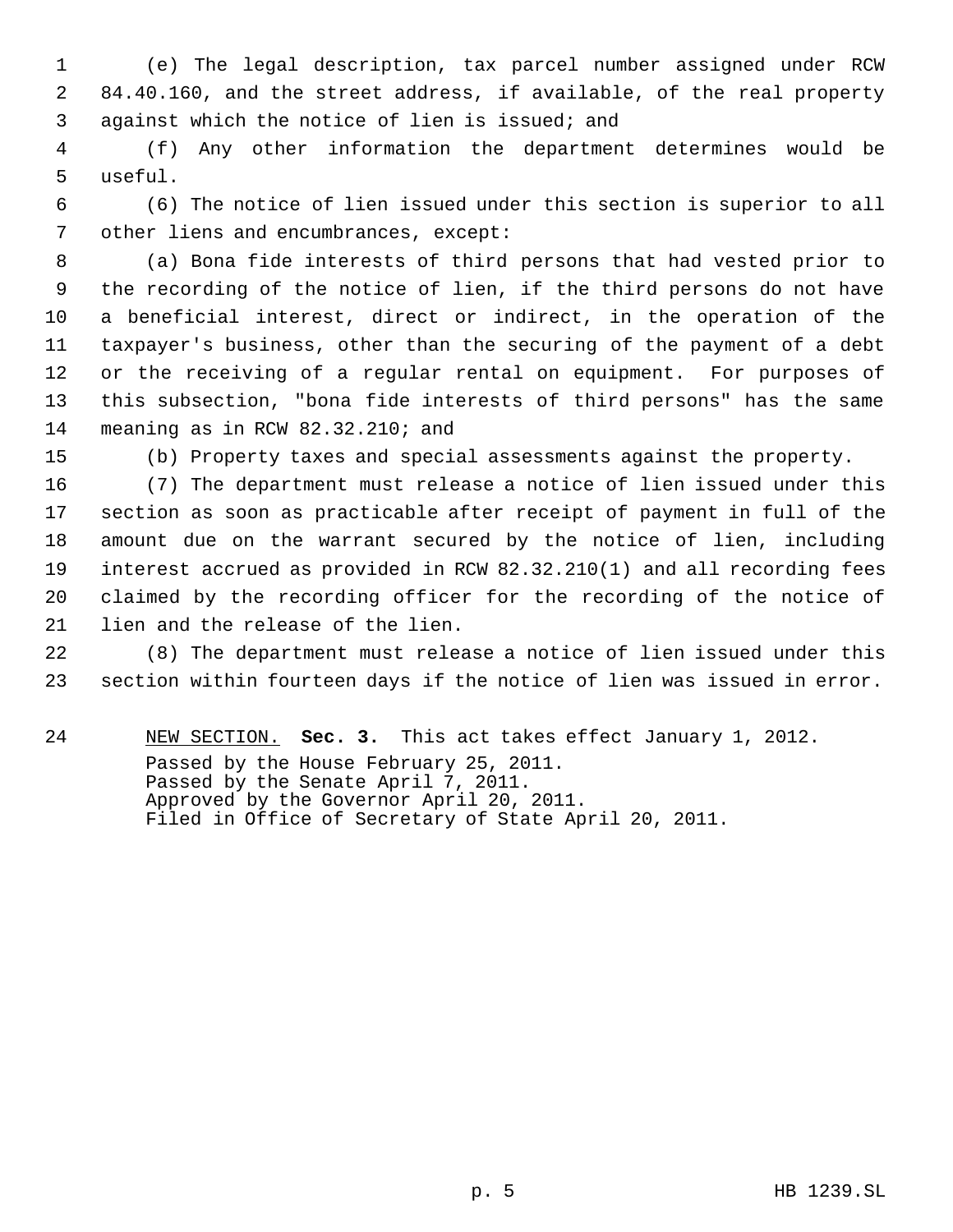(e) The legal description, tax parcel number assigned under RCW 84.40.160, and the street address, if available, of the real property against which the notice of lien is issued; and

(f) Any other information the department determines would be useful.

(6) The notice of lien issued under this section is superior to all other liens and encumbrances, except:

(a) Bona fide interests of third persons that had vested prior to the recording of the notice of lien, if the third persons do not have a beneficial interest, direct or indirect, in the operation of the taxpayer's business, other than the securing of the payment of a debt or the receiving of a regular rental on equipment. For purposes of this subsection, "bona fide interests of third persons" has the same meaning as in RCW 82.32.210; and

(b) Property taxes and special assessments against the property.

(7) The department must release a notice of lien issued under this section as soon as practicable after receipt of payment in full of the amount due on the warrant secured by the notice of lien, including interest accrued as provided in RCW 82.32.210(1) and all recording fees claimed by the recording officer for the recording of the notice of lien and the release of the lien.

(8) The department must release a notice of lien issued under this section within fourteen days if the notice of lien was issued in error.

NEW SECTION. **Sec. 3.** This act takes effect January 1, 2012.

Passed by the House February 25, 2011.
Passed by the Senate April 7, 2011.
Approved by the Governor April 20, 2011.
Filed in Office of Secretary of State April 20, 2011.